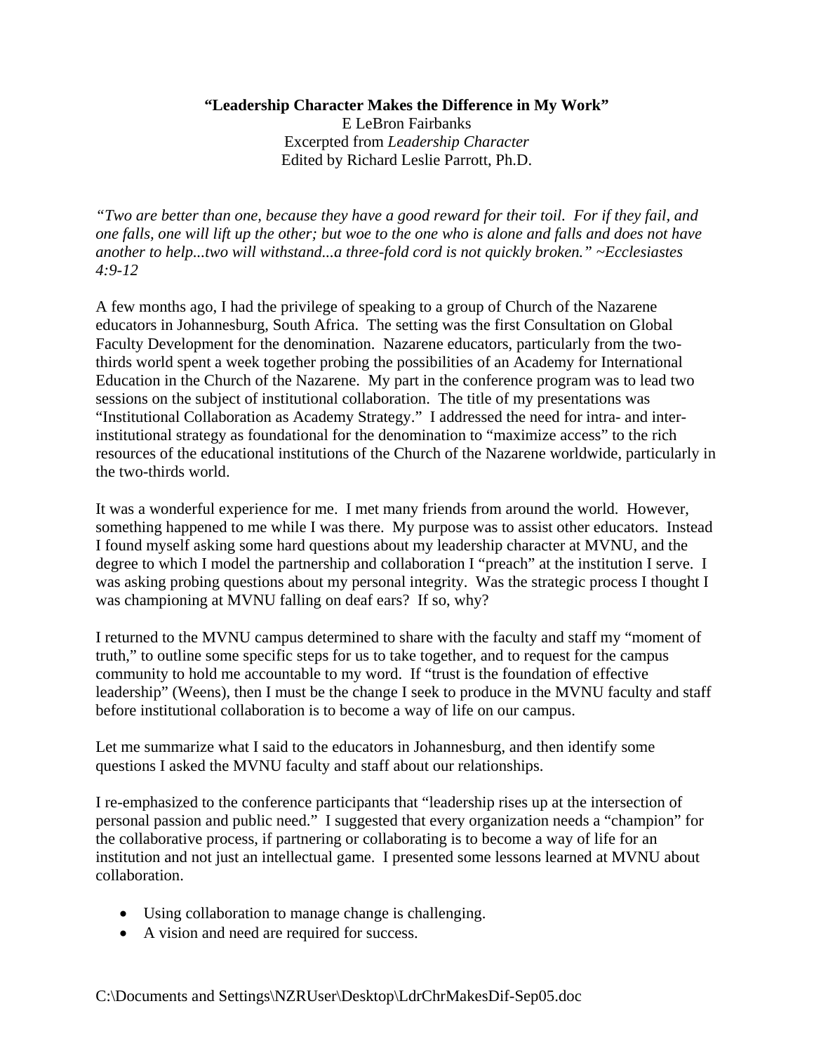**"Leadership Character Makes the Difference in My Work"**

E LeBron Fairbanks

Excerpted from *Leadership Character*

Edited by Richard Leslie Parrott, Ph.D.

*"Two are better than one, because they have a good reward for their toil. For if they fail, and one falls, one will lift up the other; but woe to the one who is alone and falls and does not have another to help...two will withstand...a three-fold cord is not quickly broken." ~Ecclesiastes 4:9-12*

A few months ago, I had the privilege of speaking to a group of Church of the Nazarene educators in Johannesburg, South Africa. The setting was the first Consultation on Global Faculty Development for the denomination. Nazarene educators, particularly from the two-thirds world spent a week together probing the possibilities of an Academy for International Education in the Church of the Nazarene. My part in the conference program was to lead two sessions on the subject of institutional collaboration. The title of my presentations was "Institutional Collaboration as Academy Strategy." I addressed the need for intra- and inter-institutional strategy as foundational for the denomination to "maximize access" to the rich resources of the educational institutions of the Church of the Nazarene worldwide, particularly in the two-thirds world.

It was a wonderful experience for me. I met many friends from around the world. However, something happened to me while I was there. My purpose was to assist other educators. Instead I found myself asking some hard questions about my leadership character at MVNU, and the degree to which I model the partnership and collaboration I "preach" at the institution I serve. I was asking probing questions about my personal integrity. Was the strategic process I thought I was championing at MVNU falling on deaf ears? If so, why?

I returned to the MVNU campus determined to share with the faculty and staff my "moment of truth," to outline some specific steps for us to take together, and to request for the campus community to hold me accountable to my word. If "trust is the foundation of effective leadership" (Weens), then I must be the change I seek to produce in the MVNU faculty and staff before institutional collaboration is to become a way of life on our campus.

Let me summarize what I said to the educators in Johannesburg, and then identify some questions I asked the MVNU faculty and staff about our relationships.

I re-emphasized to the conference participants that "leadership rises up at the intersection of personal passion and public need." I suggested that every organization needs a "champion" for the collaborative process, if partnering or collaborating is to become a way of life for an institution and not just an intellectual game. I presented some lessons learned at MVNU about collaboration.

- Using collaboration to manage change is challenging.
- A vision and need are required for success.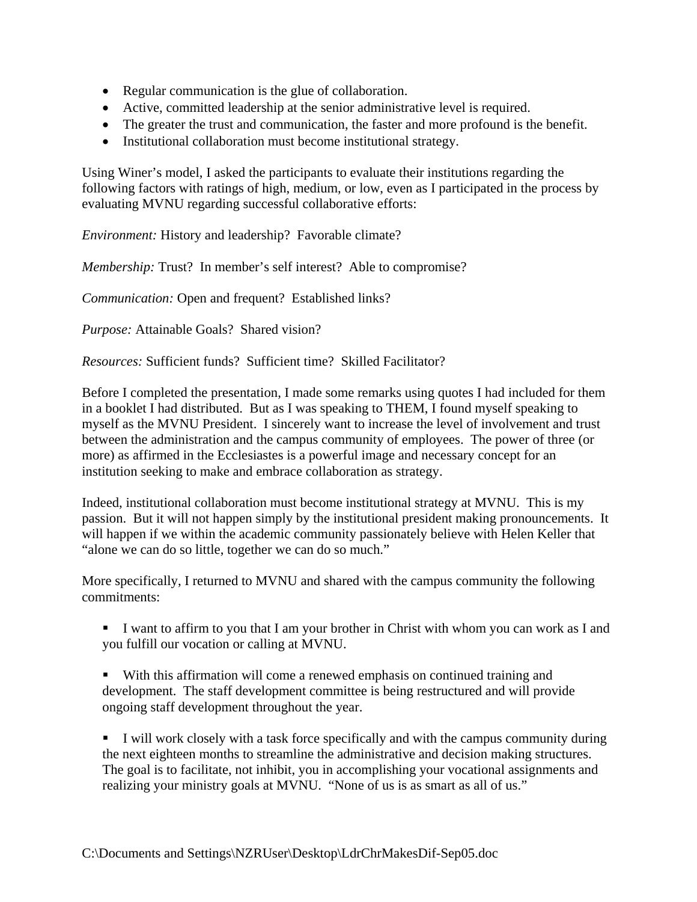- Regular communication is the glue of collaboration.
- Active, committed leadership at the senior administrative level is required.
- The greater the trust and communication, the faster and more profound is the benefit.
- Institutional collaboration must become institutional strategy.

Using Winer's model, I asked the participants to evaluate their institutions regarding the following factors with ratings of high, medium, or low, even as I participated in the process by evaluating MVNU regarding successful collaborative efforts:

*Environment:* History and leadership? Favorable climate?

*Membership:* Trust? In member's self interest? Able to compromise?

*Communication:* Open and frequent? Established links?

*Purpose:* Attainable Goals? Shared vision?

*Resources:* Sufficient funds? Sufficient time? Skilled Facilitator?

Before I completed the presentation, I made some remarks using quotes I had included for them in a booklet I had distributed. But as I was speaking to THEM, I found myself speaking to myself as the MVNU President. I sincerely want to increase the level of involvement and trust between the administration and the campus community of employees. The power of three (or more) as affirmed in the Ecclesiastes is a powerful image and necessary concept for an institution seeking to make and embrace collaboration as strategy.

Indeed, institutional collaboration must become institutional strategy at MVNU. This is my passion. But it will not happen simply by the institutional president making pronouncements. It will happen if we within the academic community passionately believe with Helen Keller that "alone we can do so little, together we can do so much."

More specifically, I returned to MVNU and shared with the campus community the following commitments:

- I want to affirm to you that I am your brother in Christ with whom you can work as I and you fulfill our vocation or calling at MVNU.

- With this affirmation will come a renewed emphasis on continued training and development. The staff development committee is being restructured and will provide ongoing staff development throughout the year.

- I will work closely with a task force specifically and with the campus community during the next eighteen months to streamline the administrative and decision making structures. The goal is to facilitate, not inhibit, you in accomplishing your vocational assignments and realizing your ministry goals at MVNU. "None of us is as smart as all of us."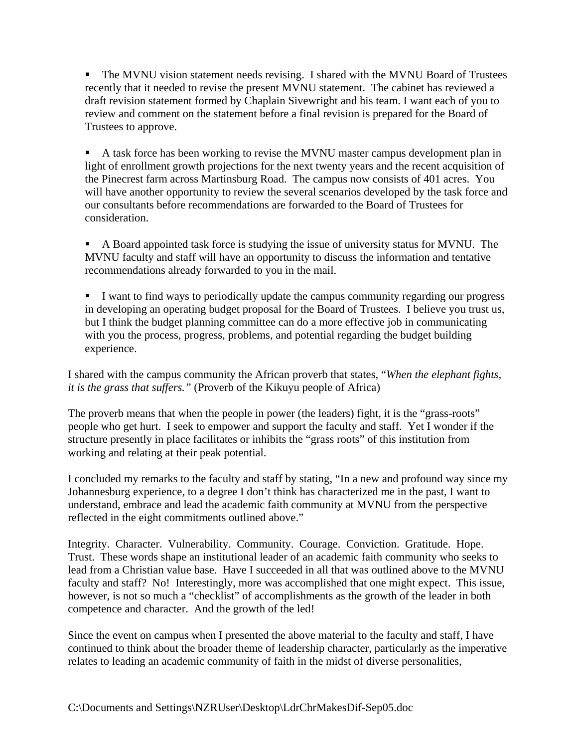- The MVNU vision statement needs revising. I shared with the MVNU Board of Trustees recently that it needed to revise the present MVNU statement. The cabinet has reviewed a draft revision statement formed by Chaplain Sivewright and his team. I want each of you to review and comment on the statement before a final revision is prepared for the Board of Trustees to approve.

- A task force has been working to revise the MVNU master campus development plan in light of enrollment growth projections for the next twenty years and the recent acquisition of the Pinecrest farm across Martinsburg Road. The campus now consists of 401 acres. You will have another opportunity to review the several scenarios developed by the task force and our consultants before recommendations are forwarded to the Board of Trustees for consideration.

- A Board appointed task force is studying the issue of university status for MVNU. The MVNU faculty and staff will have an opportunity to discuss the information and tentative recommendations already forwarded to you in the mail.

- I want to find ways to periodically update the campus community regarding our progress in developing an operating budget proposal for the Board of Trustees. I believe you trust us, but I think the budget planning committee can do a more effective job in communicating with you the process, progress, problems, and potential regarding the budget building experience.

I shared with the campus community the African proverb that states, "*When the elephant fights, it is the grass that suffers.*" (Proverb of the Kikuyu people of Africa)

The proverb means that when the people in power (the leaders) fight, it is the "grass-roots" people who get hurt. I seek to empower and support the faculty and staff. Yet I wonder if the structure presently in place facilitates or inhibits the "grass roots" of this institution from working and relating at their peak potential.

I concluded my remarks to the faculty and staff by stating, "In a new and profound way since my Johannesburg experience, to a degree I don't think has characterized me in the past, I want to understand, embrace and lead the academic faith community at MVNU from the perspective reflected in the eight commitments outlined above."

Integrity. Character. Vulnerability. Community. Courage. Conviction. Gratitude. Hope. Trust. These words shape an institutional leader of an academic faith community who seeks to lead from a Christian value base. Have I succeeded in all that was outlined above to the MVNU faculty and staff? No! Interestingly, more was accomplished that one might expect. This issue, however, is not so much a "checklist" of accomplishments as the growth of the leader in both competence and character. And the growth of the led!

Since the event on campus when I presented the above material to the faculty and staff, I have continued to think about the broader theme of leadership character, particularly as the imperative relates to leading an academic community of faith in the midst of diverse personalities,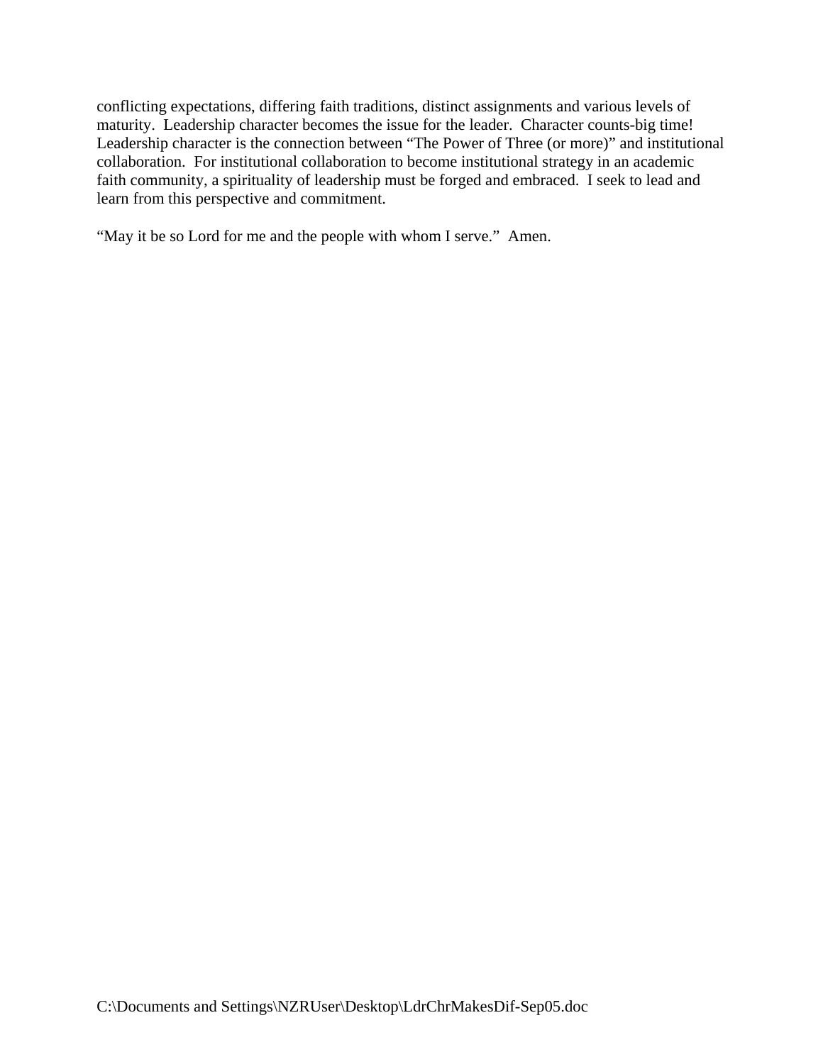conflicting expectations, differing faith traditions, distinct assignments and various levels of maturity. Leadership character becomes the issue for the leader. Character counts-big time! Leadership character is the connection between "The Power of Three (or more)" and institutional collaboration. For institutional collaboration to become institutional strategy in an academic faith community, a spirituality of leadership must be forged and embraced. I seek to lead and learn from this perspective and commitment.

"May it be so Lord for me and the people with whom I serve." Amen.